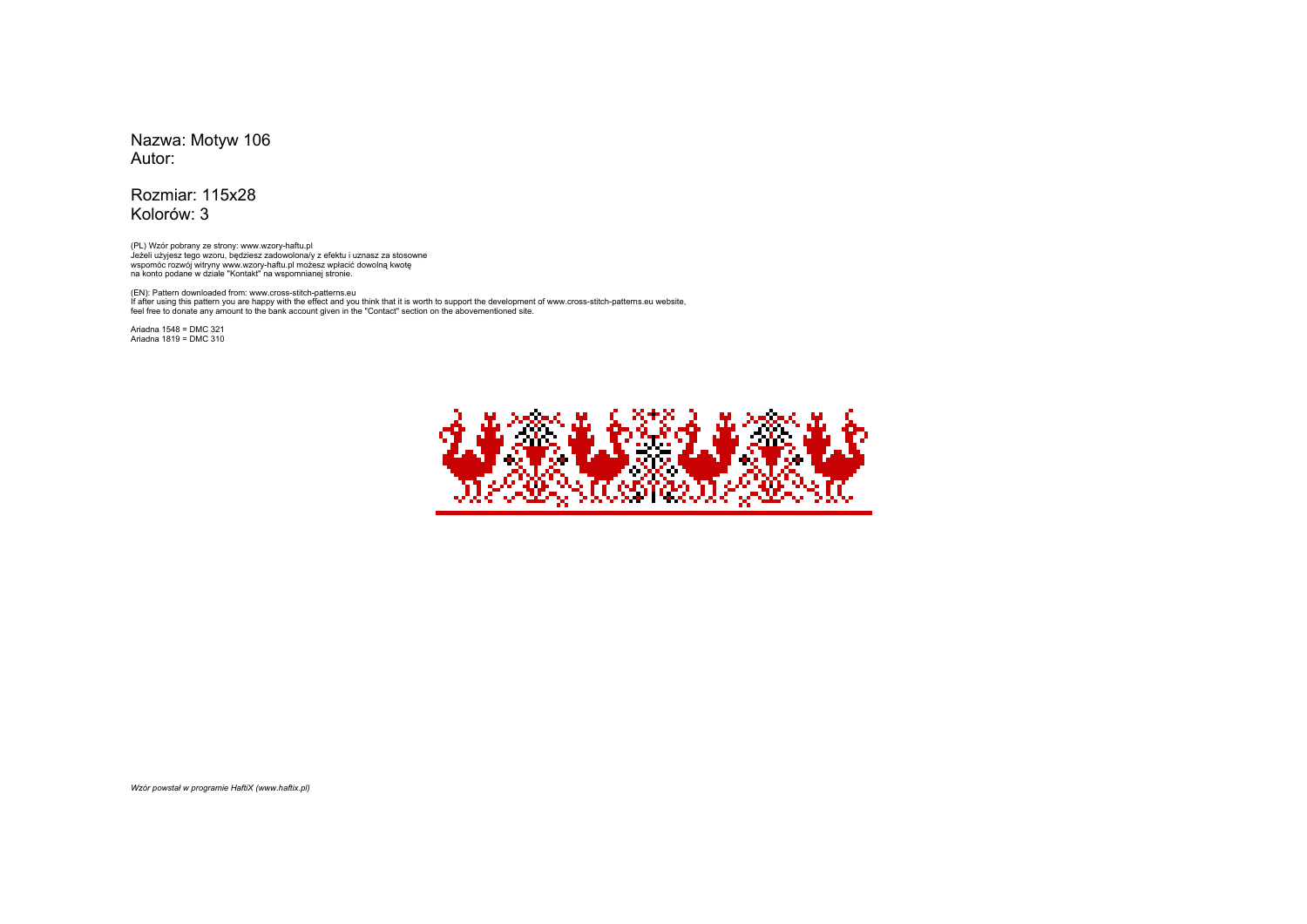Nazwa: Motyw 106
Autor:

Rozmiar: 115x28
Kolorów: 3

(PL) Wzór pobrany ze strony: www.wzory-haftu.pl
Jeżeli użyjesz tego wzoru, będziesz zadowolona/y z efektu i uznasz za stosowne wspomóc rozwój witryny www.wzory-haftu.pl możesz wpłacić dowolną kwotę na konto podane w dziale "Kontakt" na wspomnianej stronie.

(EN): Pattern downloaded from: www.cross-stitch-patterns.eu
If after using this pattern you are happy with the effect and you think that it is worth to support the development of www.cross-stitch-patterns.eu website, feel free to donate any amount to the bank account given in the "Contact" section on the abovementioned site.

Ariadna 1548 = DMC 321
Ariadna 1819 = DMC 310

*Wzór powstał w programie HaftiX (www.haftix.pl)*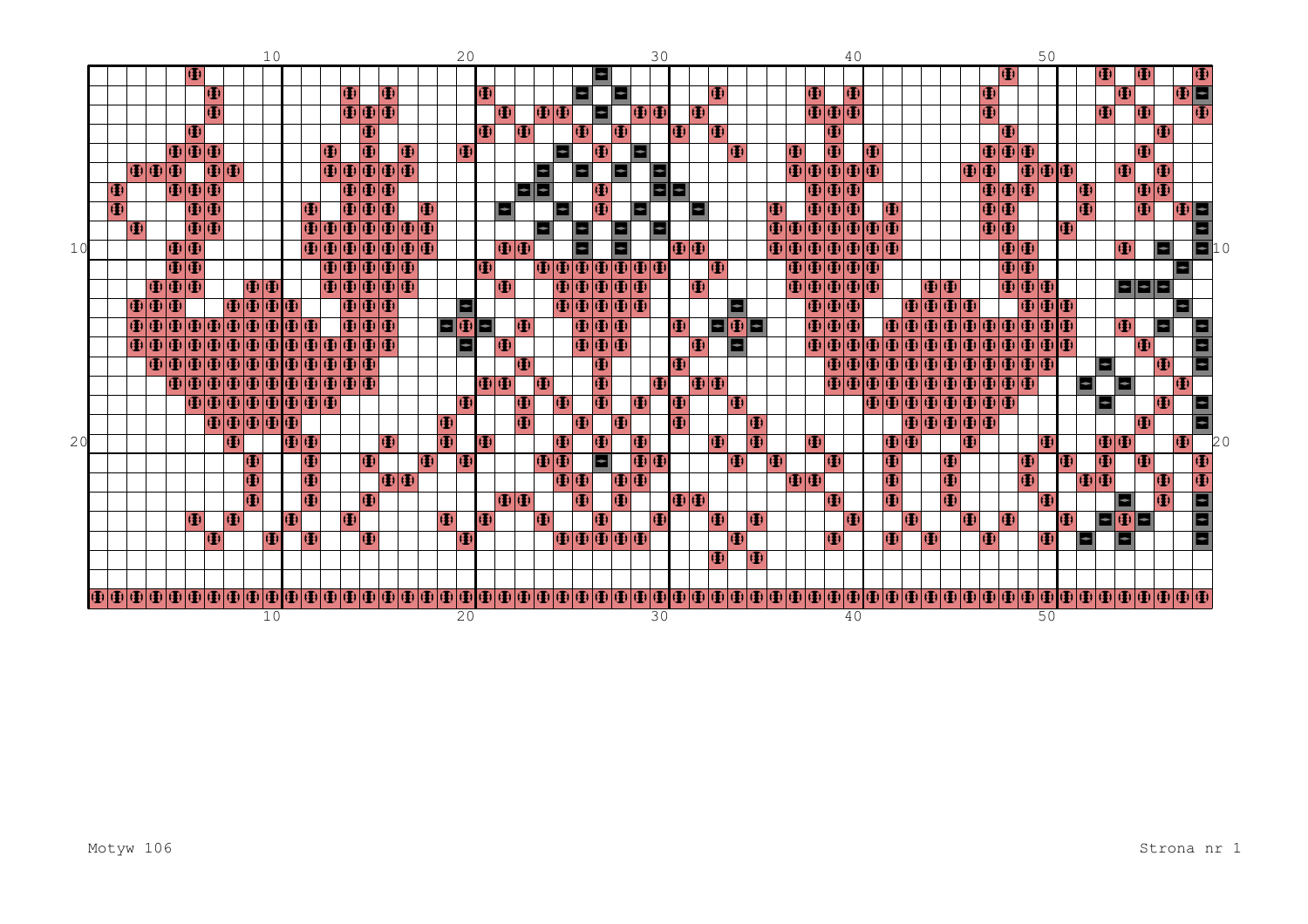Motyw 106

Strona nr 1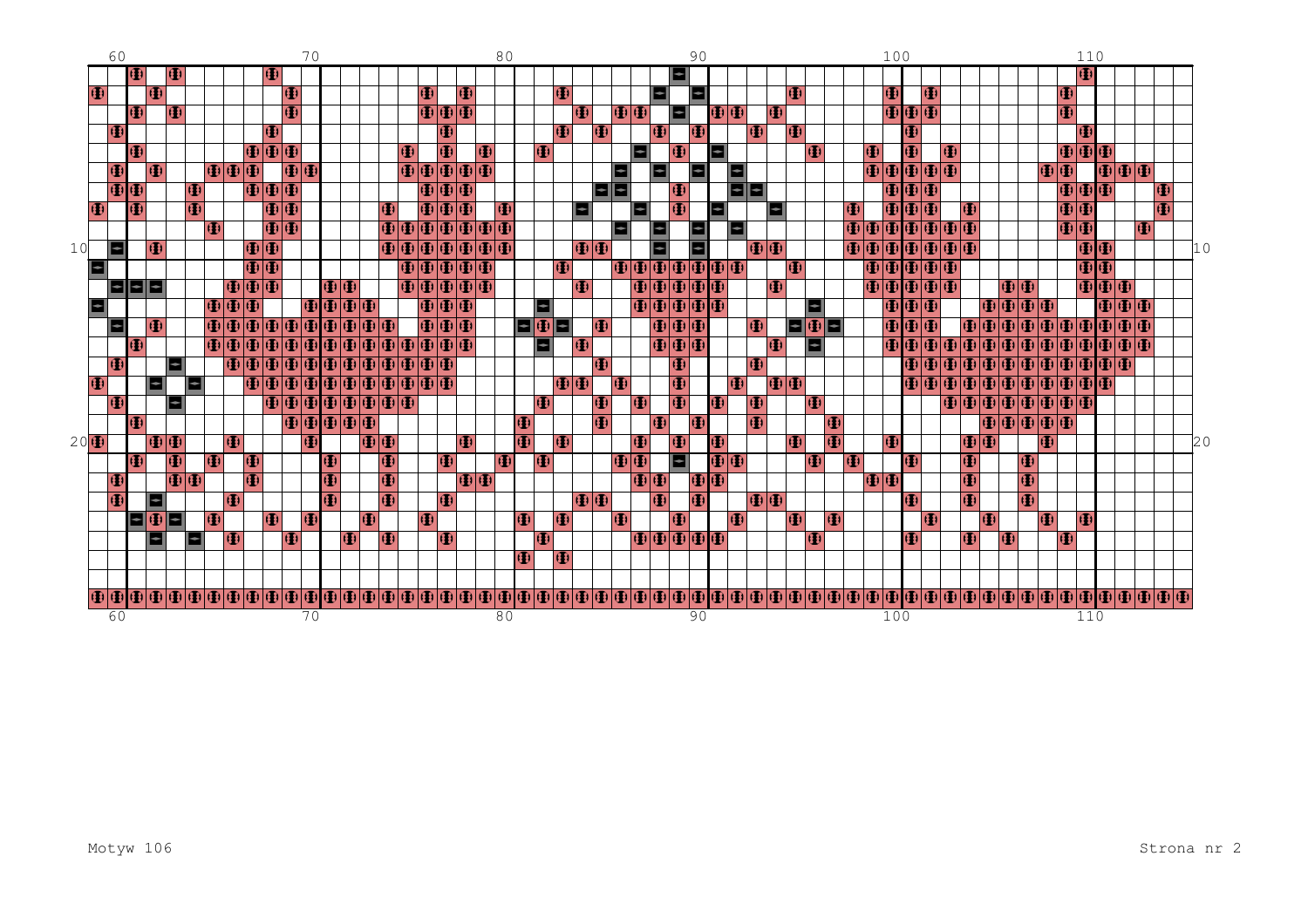Motyw 106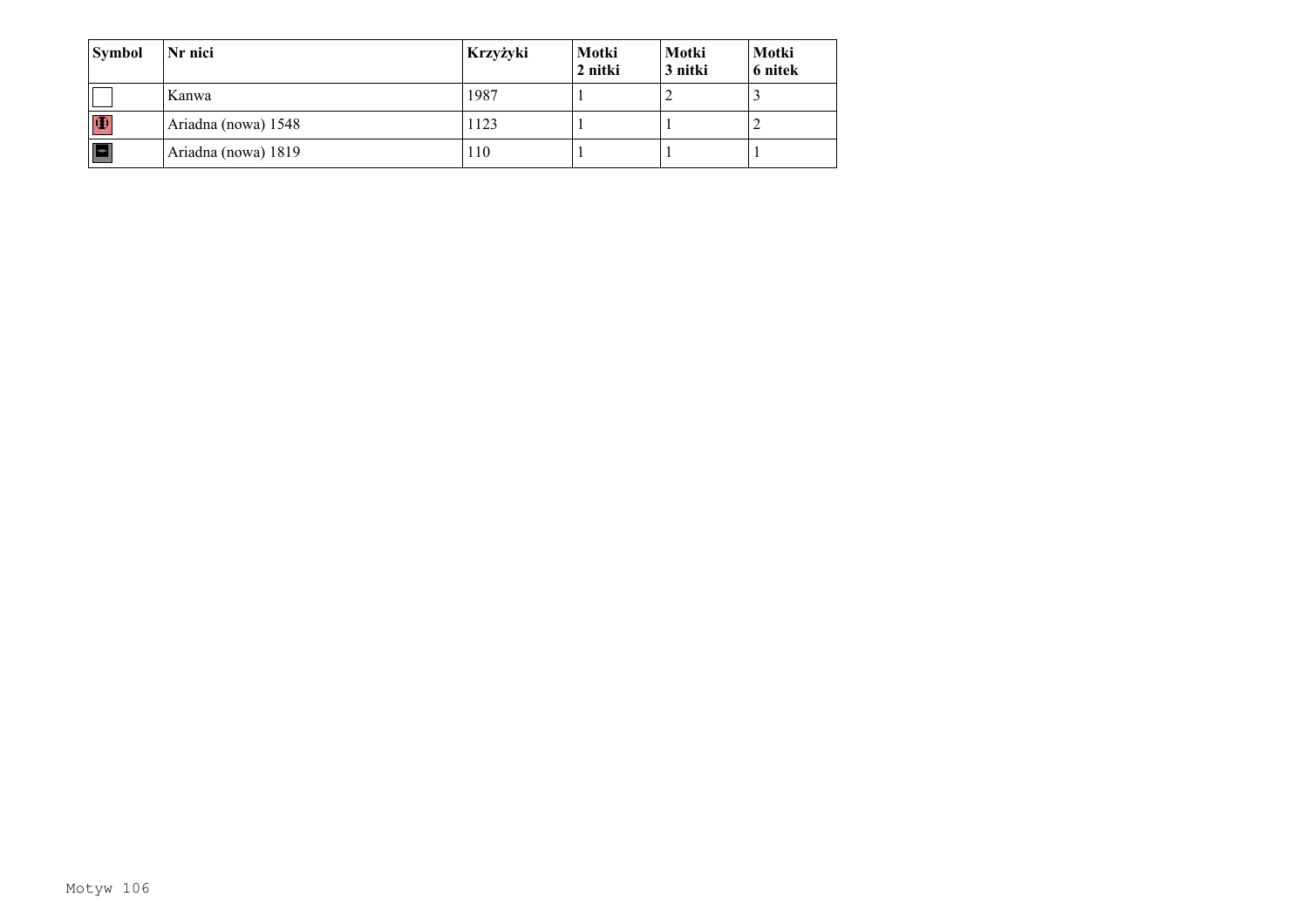| Symbol | Nr nici | Krzyżyki | Motki 2 nitki | Motki 3 nitki | Motki 6 nitek |
|---|---|---|---|---|---|
| | Kanwa | 1987 | 1 | 2 | 3 |
| | Ariadna (nowa) 1548 | 1123 | 1 | 1 | 2 |
| | Ariadna (nowa) 1819 | 110 | 1 | 1 | 1 |

Motyw 106